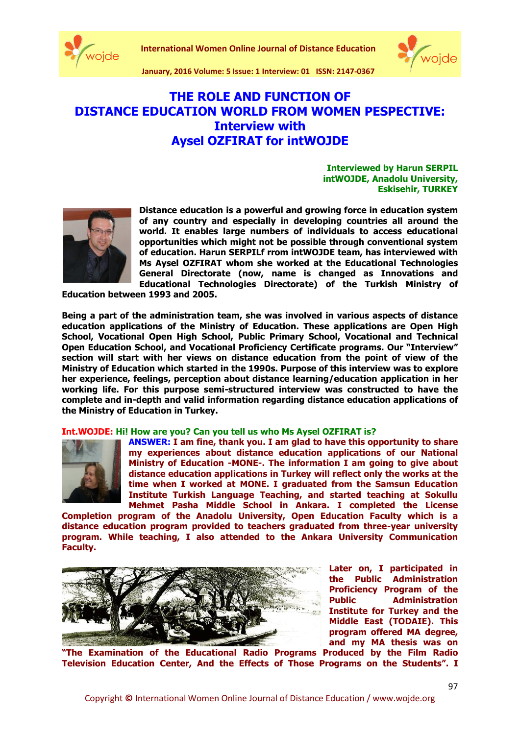# THE ROLE AND FUNCTION OF DISTANCE EDUCATION WORLD FROM WOMEN PESPECTIVE: Interview with Aysel OZFIRAT for intWOJDE

**Interviewed by Harun SERPIL**
**intWOJDE, Anadolu University,**
**Eskisehir, TURKEY**

**Distance education is a powerful and growing force in education system of any country and especially in developing countries all around the world. It enables large numbers of individuals to access educational opportunities which might not be possible through conventional system of education. Harun SERPILf rrom intWOJDE team, has interviewed with Ms Aysel OZFIRAT whom she worked at the Educational Technologies General Directorate (now, name is changed as Innovations and Educational Technologies Directorate) of the Turkish Ministry of Education between 1993 and 2005.**

**Being a part of the administration team, she was involved in various aspects of distance education applications of the Ministry of Education. These applications are Open High School, Vocational Open High School, Public Primary School, Vocational and Technical Open Education School, and Vocational Proficiency Certificate programs. Our "Interview" section will start with her views on distance education from the point of view of the Ministry of Education which started in the 1990s. Purpose of this interview was to explore her experience, feelings, perception about distance learning/education application in her working life. For this purpose semi-structured interview was constructed to have the complete and in-depth and valid information regarding distance education applications of the Ministry of Education in Turkey.**

**Int.WOJDE: Hi! How are you? Can you tell us who Ms Aysel OZFIRAT is?**

**ANSWER: I am fine, thank you. I am glad to have this opportunity to share my experiences about distance education applications of our National Ministry of Education -MONE-. The information I am going to give about distance education applications in Turkey will reflect only the works at the time when I worked at MONE. I graduated from the Samsun Education Institute Turkish Language Teaching, and started teaching at Sokullu Mehmet Pasha Middle School in Ankara. I completed the License Completion program of the Anadolu University, Open Education Faculty which is a distance education program provided to teachers graduated from three-year university program. While teaching, I also attended to the Ankara University Communication Faculty.**

**Later on, I participated in the Public Administration Proficiency Program of the Public Administration Institute for Turkey and the Middle East (TODAIE). This program offered MA degree, and my MA thesis was on "The Examination of the Educational Radio Programs Produced by the Film Radio Television Education Center, And the Effects of Those Programs on the Students". I**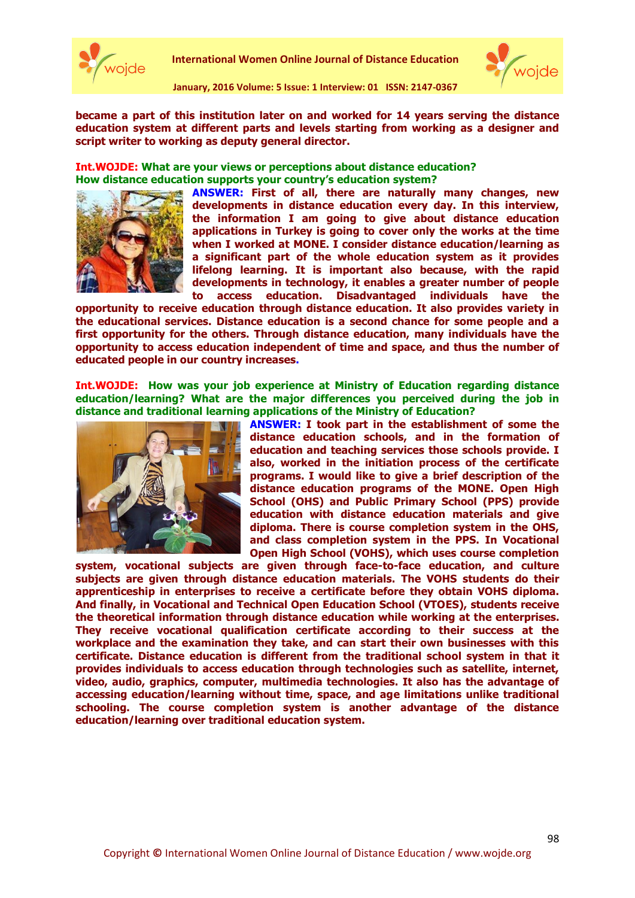became a part of this institution later on and worked for 14 years serving the distance education system at different parts and levels starting from working as a designer and script writer to working as deputy general director.

**Int.WOJDE: What are your views or perceptions about distance education? How distance education supports your country's education system?**

**ANSWER:** First of all, there are naturally many changes, new developments in distance education every day. In this interview, the information I am going to give about distance education applications in Turkey is going to cover only the works at the time when I worked at MONE. I consider distance education/learning as a significant part of the whole education system as it provides lifelong learning. It is important also because, with the rapid developments in technology, it enables a greater number of people to access education. Disadvantaged individuals have the opportunity to receive education through distance education. It also provides variety in the educational services. Distance education is a second chance for some people and a first opportunity for the others. Through distance education, many individuals have the opportunity to access education independent of time and space, and thus the number of educated people in our country increases.

**Int.WOJDE: How was your job experience at Ministry of Education regarding distance education/learning? What are the major differences you perceived during the job in distance and traditional learning applications of the Ministry of Education?**

**ANSWER:** I took part in the establishment of some the distance education schools, and in the formation of education and teaching services those schools provide. I also, worked in the initiation process of the certificate programs. I would like to give a brief description of the distance education programs of the MONE. Open High School (OHS) and Public Primary School (PPS) provide education with distance education materials and give diploma. There is course completion system in the OHS, and class completion system in the PPS. In Vocational Open High School (VOHS), which uses course completion system, vocational subjects are given through face-to-face education, and culture subjects are given through distance education materials. The VOHS students do their apprenticeship in enterprises to receive a certificate before they obtain VOHS diploma. And finally, in Vocational and Technical Open Education School (VTOES), students receive the theoretical information through distance education while working at the enterprises. They receive vocational qualification certificate according to their success at the workplace and the examination they take, and can start their own businesses with this certificate. Distance education is different from the traditional school system in that it provides individuals to access education through technologies such as satellite, internet, video, audio, graphics, computer, multimedia technologies. It also has the advantage of accessing education/learning without time, space, and age limitations unlike traditional schooling. The course completion system is another advantage of the distance education/learning over traditional education system.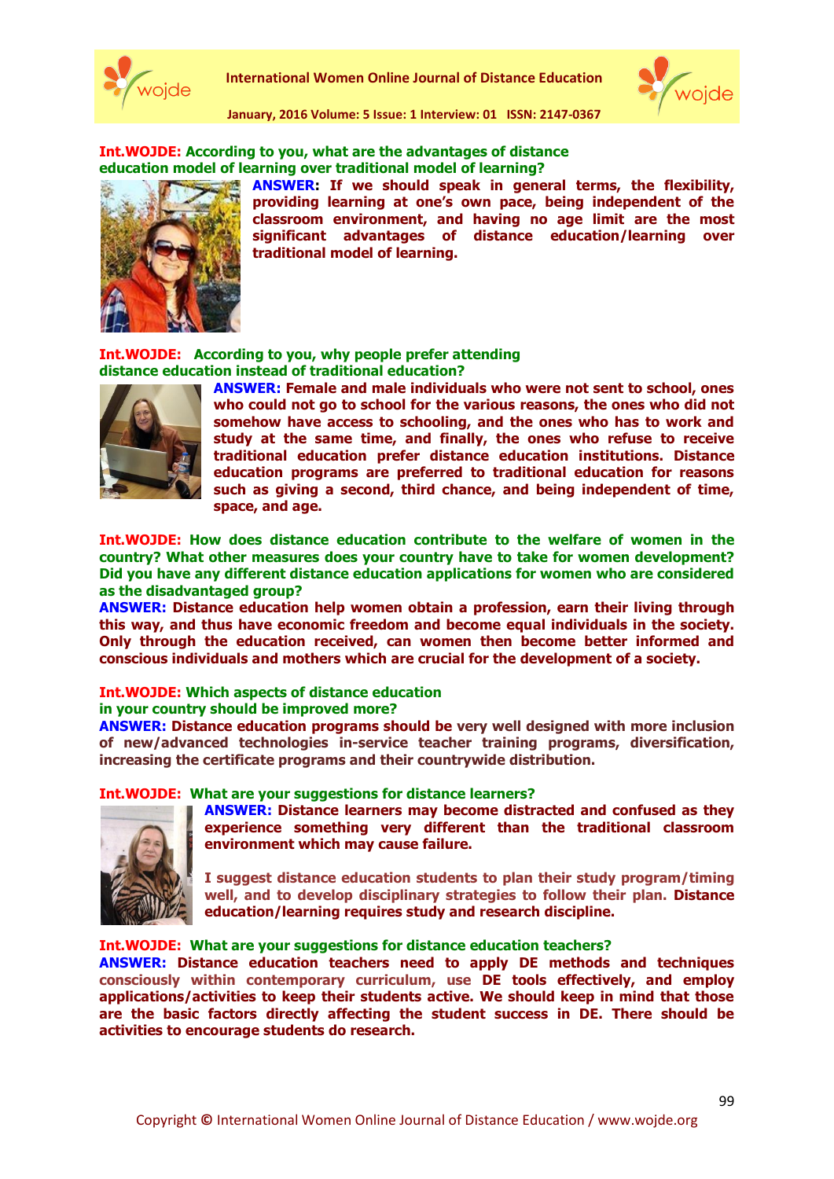**Int.WOJDE: According to you, what are the advantages of distance education model of learning over traditional model of learning?**

**ANSWER: If we should speak in general terms, the flexibility, providing learning at one's own pace, being independent of the classroom environment, and having no age limit are the most significant advantages of distance education/learning over traditional model of learning.**

**Int.WOJDE: According to you, why people prefer attending distance education instead of traditional education?**

**ANSWER: Female and male individuals who were not sent to school, ones who could not go to school for the various reasons, the ones who did not somehow have access to schooling, and the ones who has to work and study at the same time, and finally, the ones who refuse to receive traditional education prefer distance education institutions. Distance education programs are preferred to traditional education for reasons such as giving a second, third chance, and being independent of time, space, and age.**

**Int.WOJDE: How does distance education contribute to the welfare of women in the country? What other measures does your country have to take for women development? Did you have any different distance education applications for women who are considered as the disadvantaged group?**

**ANSWER: Distance education help women obtain a profession, earn their living through this way, and thus have economic freedom and become equal individuals in the society. Only through the education received, can women then become better informed and conscious individuals and mothers which are crucial for the development of a society.**

**Int.WOJDE: Which aspects of distance education in your country should be improved more?**

**ANSWER: Distance education programs should be very well designed with more inclusion of new/advanced technologies in-service teacher training programs, diversification, increasing the certificate programs and their countrywide distribution.**

**Int.WOJDE: What are your suggestions for distance learners?**

**ANSWER: Distance learners may become distracted and confused as they experience something very different than the traditional classroom environment which may cause failure.**

**I suggest distance education students to plan their study program/timing well, and to develop disciplinary strategies to follow their plan. Distance education/learning requires study and research discipline.**

**Int.WOJDE: What are your suggestions for distance education teachers?**

**ANSWER: Distance education teachers need to apply DE methods and techniques consciously within contemporary curriculum, use DE tools effectively, and employ applications/activities to keep their students active. We should keep in mind that those are the basic factors directly affecting the student success in DE. There should be activities to encourage students do research.**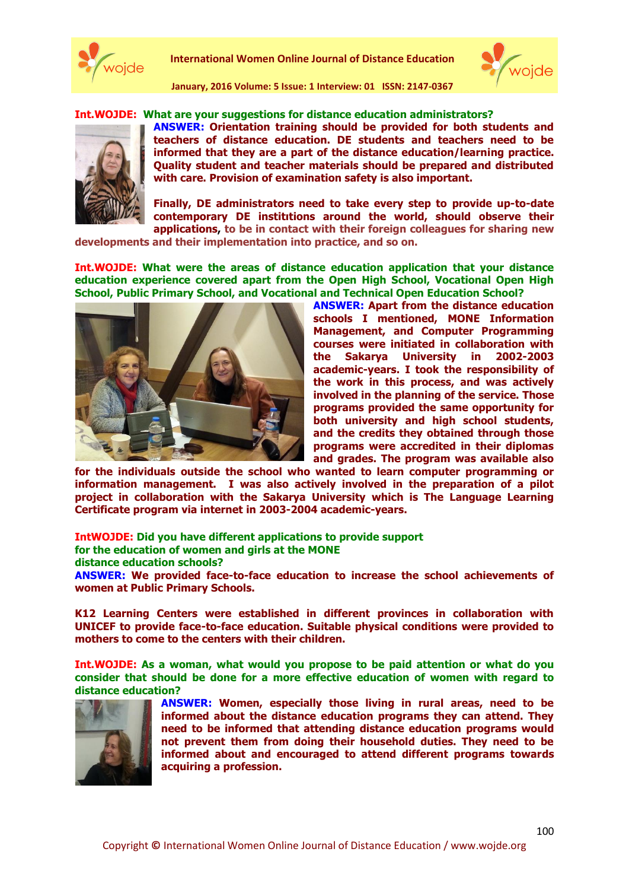**Int.WOJDE: What are your suggestions for distance education administrators?**

**ANSWER: Orientation training should be provided for both students and teachers of distance education. DE students and teachers need to be informed that they are a part of the distance education/learning practice. Quality student and teacher materials should be prepared and distributed with care. Provision of examination safety is also important.**

**Finally, DE administrators need to take every step to provide up-to-date contemporary DE institıtions around the world, should observe their applications, to be in contact with their foreign colleagues for sharing new developments and their implementation into practice, and so on.**

**Int.WOJDE: What were the areas of distance education application that your distance education experience covered apart from the Open High School, Vocational Open High School, Public Primary School, and Vocational and Technical Open Education School?**

**ANSWER: Apart from the distance education schools I mentioned, MONE Information Management, and Computer Programming courses were initiated in collaboration with the Sakarya University in 2002-2003 academic-years. I took the responsibility of the work in this process, and was actively involved in the planning of the service. Those programs provided the same opportunity for both university and high school students, and the credits they obtained through those programs were accredited in their diplomas and grades. The program was available also for the individuals outside the school who wanted to learn computer programming or information management. I was also actively involved in the preparation of a pilot project in collaboration with the Sakarya University which is The Language Learning Certificate program via internet in 2003-2004 academic-years.**

**IntWOJDE: Did you have different applications to provide support for the education of women and girls at the MONE distance education schools?**

**ANSWER: We provided face-to-face education to increase the school achievements of women at Public Primary Schools.**

**K12 Learning Centers were established in different provinces in collaboration with UNICEF to provide face-to-face education. Suitable physical conditions were provided to mothers to come to the centers with their children.**

**Int.WOJDE: As a woman, what would you propose to be paid attention or what do you consider that should be done for a more effective education of women with regard to distance education?**

**ANSWER: Women, especially those living in rural areas, need to be informed about the distance education programs they can attend. They need to be informed that attending distance education programs would not prevent them from doing their household duties. They need to be informed about and encouraged to attend different programs towards acquiring a profession.**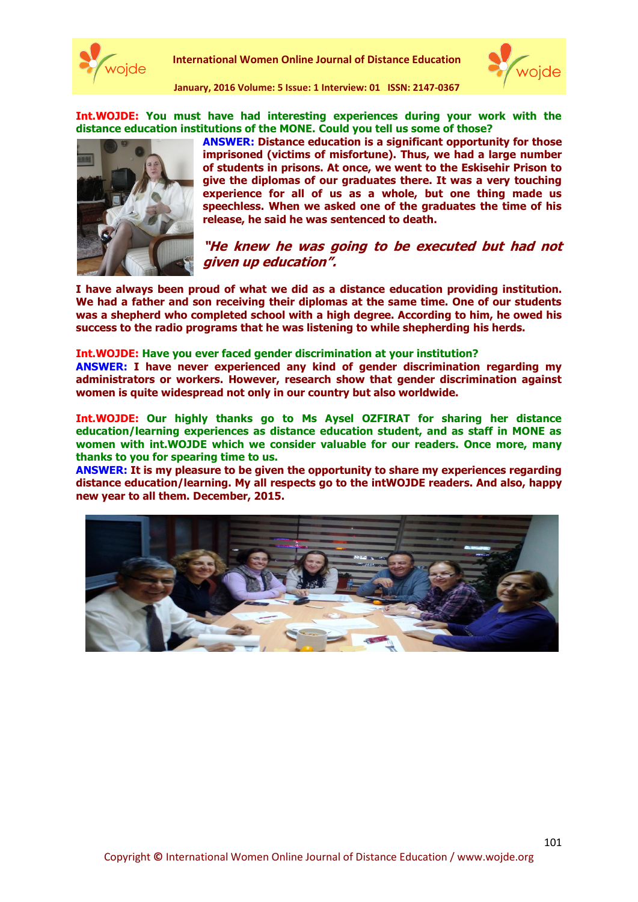**Int.WOJDE: You must have had interesting experiences during your work with the distance education institutions of the MONE. Could you tell us some of those?**

**ANSWER: Distance education is a significant opportunity for those imprisoned (victims of misfortune). Thus, we had a large number of students in prisons. At once, we went to the Eskisehir Prison to give the diplomas of our graduates there. It was a very touching experience for all of us as a whole, but one thing made us speechless. When we asked one of the graduates the time of his release, he said he was sentenced to death.**

***"He knew he was going to be executed but had not given up education".***

**I have always been proud of what we did as a distance education providing institution. We had a father and son receiving their diplomas at the same time. One of our students was a shepherd who completed school with a high degree. According to him, he owed his success to the radio programs that he was listening to while shepherding his herds.**

**Int.WOJDE: Have you ever faced gender discrimination at your institution?**

**ANSWER: I have never experienced any kind of gender discrimination regarding my administrators or workers. However, research show that gender discrimination against women is quite widespread not only in our country but also worldwide.**

**Int.WOJDE: Our highly thanks go to Ms Aysel OZFIRAT for sharing her distance education/learning experiences as distance education student, and as staff in MONE as women with int.WOJDE which we consider valuable for our readers. Once more, many thanks to you for spearing time to us.**

**ANSWER: It is my pleasure to be given the opportunity to share my experiences regarding distance education/learning. My all respects go to the intWOJDE readers. And also, happy new year to all them. December, 2015.**